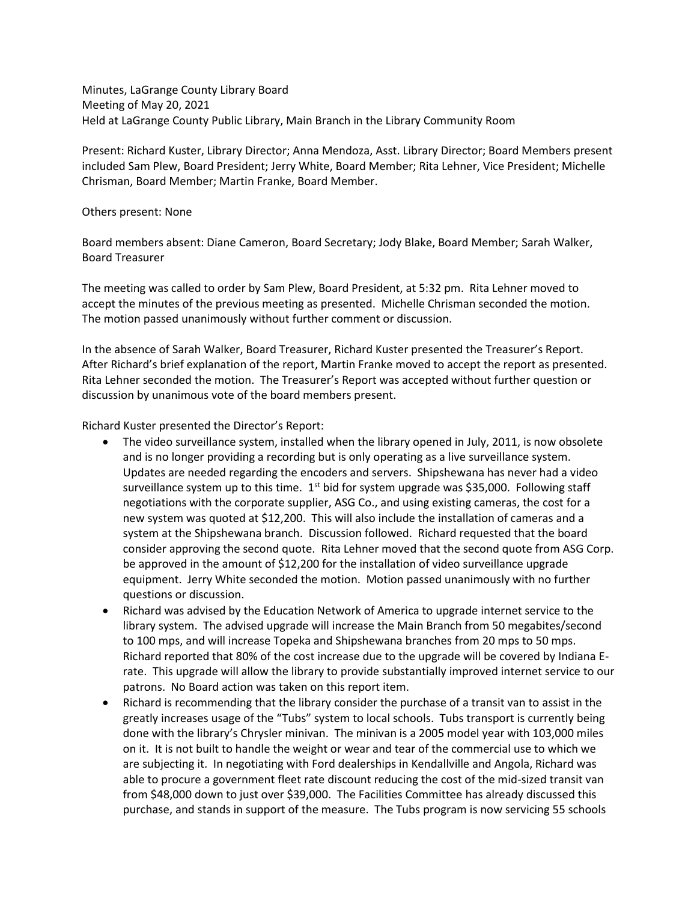Minutes, LaGrange County Library Board
Meeting of May 20, 2021
Held at LaGrange County Public Library, Main Branch in the Library Community Room

Present: Richard Kuster, Library Director; Anna Mendoza, Asst. Library Director; Board Members present included Sam Plew, Board President; Jerry White, Board Member; Rita Lehner, Vice President; Michelle Chrisman, Board Member; Martin Franke, Board Member.

Others present: None

Board members absent: Diane Cameron, Board Secretary; Jody Blake, Board Member; Sarah Walker, Board Treasurer

The meeting was called to order by Sam Plew, Board President, at 5:32 pm. Rita Lehner moved to accept the minutes of the previous meeting as presented. Michelle Chrisman seconded the motion. The motion passed unanimously without further comment or discussion.

In the absence of Sarah Walker, Board Treasurer, Richard Kuster presented the Treasurer's Report. After Richard's brief explanation of the report, Martin Franke moved to accept the report as presented. Rita Lehner seconded the motion. The Treasurer's Report was accepted without further question or discussion by unanimous vote of the board members present.

Richard Kuster presented the Director's Report:

- The video surveillance system, installed when the library opened in July, 2011, is now obsolete and is no longer providing a recording but is only operating as a live surveillance system. Updates are needed regarding the encoders and servers. Shipshewana has never had a video surveillance system up to this time. 1st bid for system upgrade was $35,000. Following staff negotiations with the corporate supplier, ASG Co., and using existing cameras, the cost for a new system was quoted at $12,200. This will also include the installation of cameras and a system at the Shipshewana branch. Discussion followed. Richard requested that the board consider approving the second quote. Rita Lehner moved that the second quote from ASG Corp. be approved in the amount of $12,200 for the installation of video surveillance upgrade equipment. Jerry White seconded the motion. Motion passed unanimously with no further questions or discussion.
- Richard was advised by the Education Network of America to upgrade internet service to the library system. The advised upgrade will increase the Main Branch from 50 megabites/second to 100 mps, and will increase Topeka and Shipshewana branches from 20 mps to 50 mps. Richard reported that 80% of the cost increase due to the upgrade will be covered by Indiana E-rate. This upgrade will allow the library to provide substantially improved internet service to our patrons. No Board action was taken on this report item.
- Richard is recommending that the library consider the purchase of a transit van to assist in the greatly increases usage of the "Tubs" system to local schools. Tubs transport is currently being done with the library's Chrysler minivan. The minivan is a 2005 model year with 103,000 miles on it. It is not built to handle the weight or wear and tear of the commercial use to which we are subjecting it. In negotiating with Ford dealerships in Kendallville and Angola, Richard was able to procure a government fleet rate discount reducing the cost of the mid-sized transit van from $48,000 down to just over $39,000. The Facilities Committee has already discussed this purchase, and stands in support of the measure. The Tubs program is now servicing 55 schools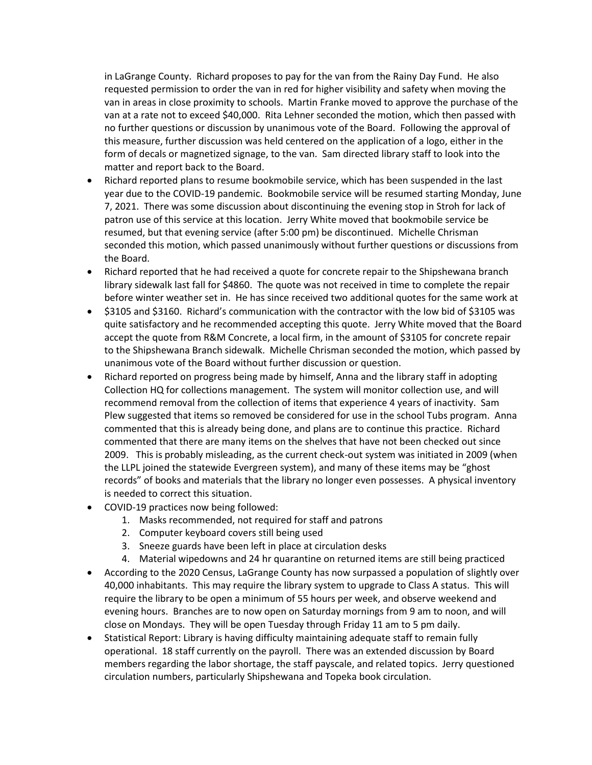in LaGrange County. Richard proposes to pay for the van from the Rainy Day Fund. He also requested permission to order the van in red for higher visibility and safety when moving the van in areas in close proximity to schools. Martin Franke moved to approve the purchase of the van at a rate not to exceed $40,000. Rita Lehner seconded the motion, which then passed with no further questions or discussion by unanimous vote of the Board. Following the approval of this measure, further discussion was held centered on the application of a logo, either in the form of decals or magnetized signage, to the van. Sam directed library staff to look into the matter and report back to the Board.

- Richard reported plans to resume bookmobile service, which has been suspended in the last year due to the COVID-19 pandemic. Bookmobile service will be resumed starting Monday, June 7, 2021. There was some discussion about discontinuing the evening stop in Stroh for lack of patron use of this service at this location. Jerry White moved that bookmobile service be resumed, but that evening service (after 5:00 pm) be discontinued. Michelle Chrisman seconded this motion, which passed unanimously without further questions or discussions from the Board.
- Richard reported that he had received a quote for concrete repair to the Shipshewana branch library sidewalk last fall for $4860. The quote was not received in time to complete the repair before winter weather set in. He has since received two additional quotes for the same work at
- $3105 and $3160. Richard's communication with the contractor with the low bid of $3105 was quite satisfactory and he recommended accepting this quote. Jerry White moved that the Board accept the quote from R&M Concrete, a local firm, in the amount of $3105 for concrete repair to the Shipshewana Branch sidewalk. Michelle Chrisman seconded the motion, which passed by unanimous vote of the Board without further discussion or question.
- Richard reported on progress being made by himself, Anna and the library staff in adopting Collection HQ for collections management. The system will monitor collection use, and will recommend removal from the collection of items that experience 4 years of inactivity. Sam Plew suggested that items so removed be considered for use in the school Tubs program. Anna commented that this is already being done, and plans are to continue this practice. Richard commented that there are many items on the shelves that have not been checked out since 2009. This is probably misleading, as the current check-out system was initiated in 2009 (when the LLPL joined the statewide Evergreen system), and many of these items may be "ghost records" of books and materials that the library no longer even possesses. A physical inventory is needed to correct this situation.
- COVID-19 practices now being followed:
  1. Masks recommended, not required for staff and patrons
  2. Computer keyboard covers still being used
  3. Sneeze guards have been left in place at circulation desks
  4. Material wipedowns and 24 hr quarantine on returned items are still being practiced
- According to the 2020 Census, LaGrange County has now surpassed a population of slightly over 40,000 inhabitants. This may require the library system to upgrade to Class A status. This will require the library to be open a minimum of 55 hours per week, and observe weekend and evening hours. Branches are to now open on Saturday mornings from 9 am to noon, and will close on Mondays. They will be open Tuesday through Friday 11 am to 5 pm daily.
- Statistical Report: Library is having difficulty maintaining adequate staff to remain fully operational. 18 staff currently on the payroll. There was an extended discussion by Board members regarding the labor shortage, the staff payscale, and related topics. Jerry questioned circulation numbers, particularly Shipshewana and Topeka book circulation.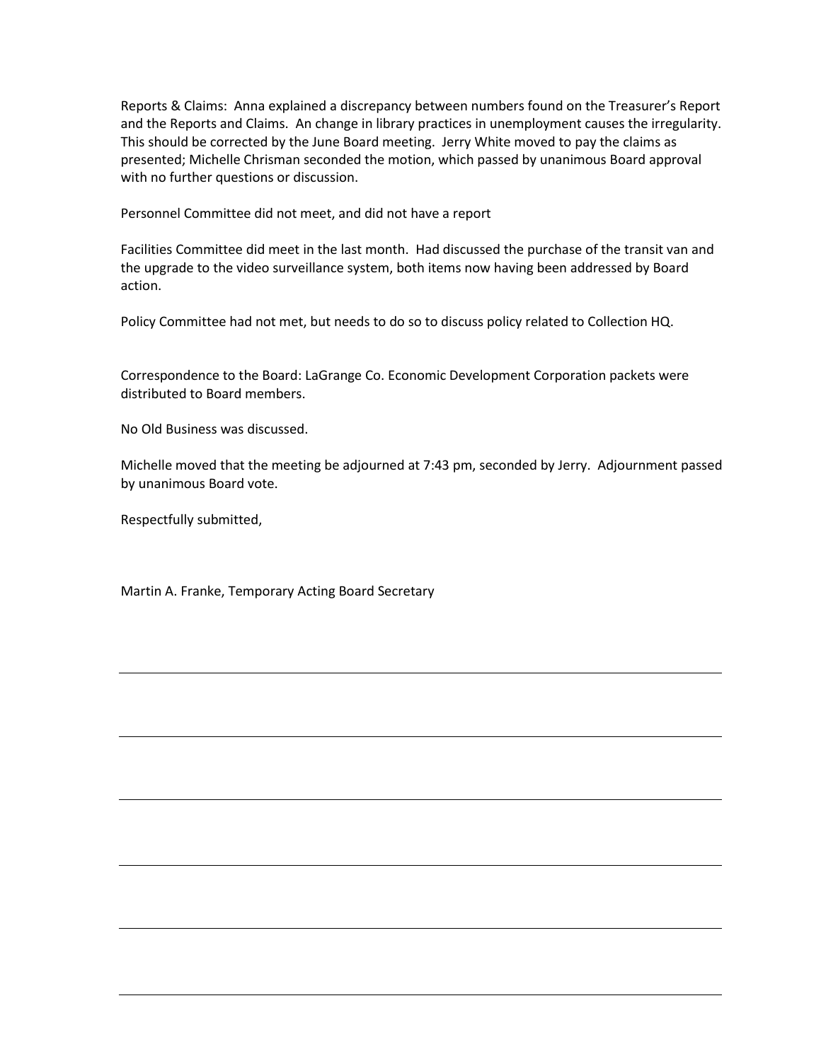Reports & Claims: Anna explained a discrepancy between numbers found on the Treasurer's Report and the Reports and Claims. An change in library practices in unemployment causes the irregularity. This should be corrected by the June Board meeting. Jerry White moved to pay the claims as presented; Michelle Chrisman seconded the motion, which passed by unanimous Board approval with no further questions or discussion.

Personnel Committee did not meet, and did not have a report

Facilities Committee did meet in the last month. Had discussed the purchase of the transit van and the upgrade to the video surveillance system, both items now having been addressed by Board action.

Policy Committee had not met, but needs to do so to discuss policy related to Collection HQ.

Correspondence to the Board: LaGrange Co. Economic Development Corporation packets were distributed to Board members.

No Old Business was discussed.

Michelle moved that the meeting be adjourned at 7:43 pm, seconded by Jerry. Adjournment passed by unanimous Board vote.

Respectfully submitted,

Martin A. Franke, Temporary Acting Board Secretary